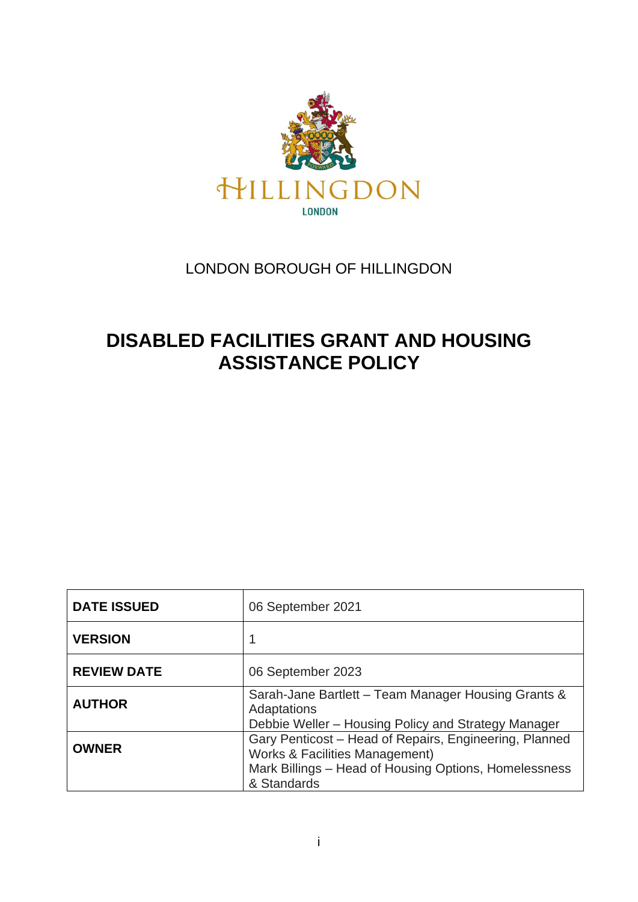HILLINGDON

LONDON

LONDON BOROUGH OF HILLINGDON

# DISABLED FACILITIES GRANT AND HOUSING ASSISTANCE POLICY

| | |
|---|---|
| **DATE ISSUED** | 06 September 2021 |
| **VERSION** | 1 |
| **REVIEW DATE** | 06 September 2023 |
| **AUTHOR** | Sarah-Jane Bartlett – Team Manager Housing Grants & Adaptations<br>Debbie Weller – Housing Policy and Strategy Manager |
| **OWNER** | Gary Penticost – Head of Repairs, Engineering, Planned Works & Facilities Management)<br>Mark Billings – Head of Housing Options, Homelessness & Standards |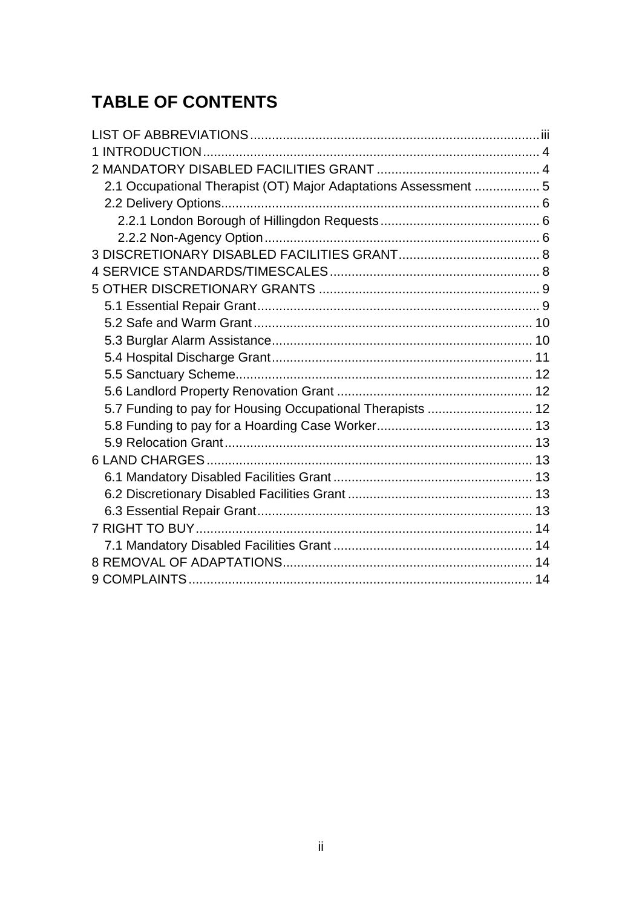# TABLE OF CONTENTS

LIST OF ABBREVIATIONS ..... iii
1 INTRODUCTION ..... 4
2 MANDATORY DISABLED FACILITIES GRANT ..... 4
- 2.1 Occupational Therapist (OT) Major Adaptations Assessment ..... 5
- 2.2 Delivery Options ..... 6
  - 2.2.1 London Borough of Hillingdon Requests ..... 6
  - 2.2.2 Non-Agency Option ..... 6

3 DISCRETIONARY DISABLED FACILITIES GRANT ..... 8
4 SERVICE STANDARDS/TIMESCALES ..... 8
5 OTHER DISCRETIONARY GRANTS ..... 9
- 5.1 Essential Repair Grant ..... 9
- 5.2 Safe and Warm Grant ..... 10
- 5.3 Burglar Alarm Assistance ..... 10
- 5.4 Hospital Discharge Grant ..... 11
- 5.5 Sanctuary Scheme ..... 12
- 5.6 Landlord Property Renovation Grant ..... 12
- 5.7 Funding to pay for Housing Occupational Therapists ..... 12
- 5.8 Funding to pay for a Hoarding Case Worker ..... 13
- 5.9 Relocation Grant ..... 13

6 LAND CHARGES ..... 13
- 6.1 Mandatory Disabled Facilities Grant ..... 13
- 6.2 Discretionary Disabled Facilities Grant ..... 13
- 6.3 Essential Repair Grant ..... 13

7 RIGHT TO BUY ..... 14
- 7.1 Mandatory Disabled Facilities Grant ..... 14

8 REMOVAL OF ADAPTATIONS ..... 14
9 COMPLAINTS ..... 14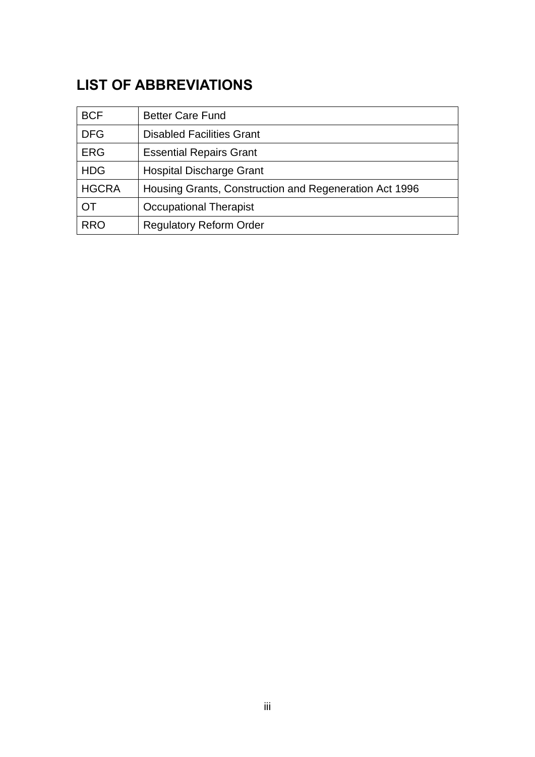## LIST OF ABBREVIATIONS

| | |
|---|---|
| BCF | Better Care Fund |
| DFG | Disabled Facilities Grant |
| ERG | Essential Repairs Grant |
| HDG | Hospital Discharge Grant |
| HGCRA | Housing Grants, Construction and Regeneration Act 1996 |
| OT | Occupational Therapist |
| RRO | Regulatory Reform Order |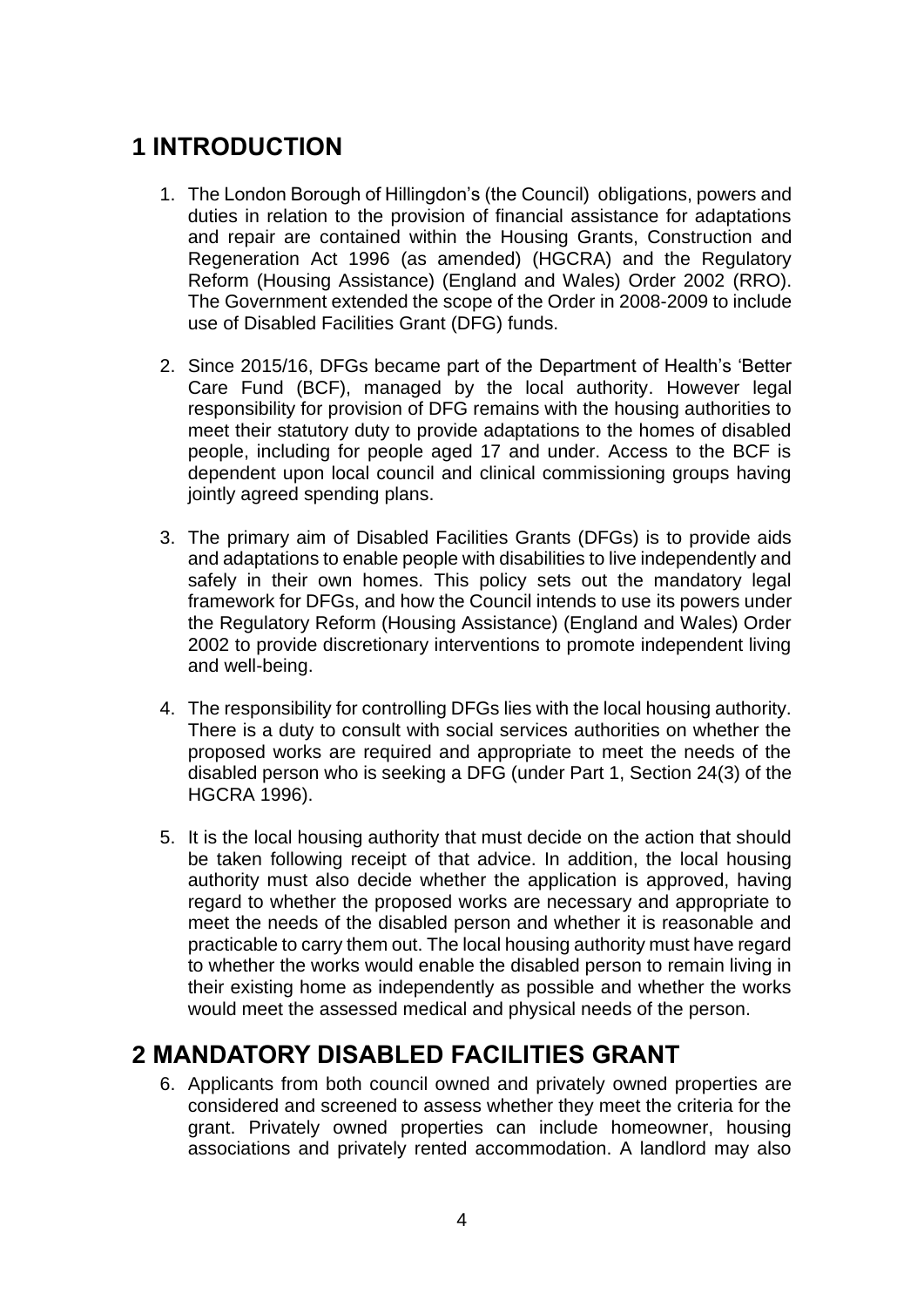# 1 INTRODUCTION

1. The London Borough of Hillingdon's (the Council) obligations, powers and duties in relation to the provision of financial assistance for adaptations and repair are contained within the Housing Grants, Construction and Regeneration Act 1996 (as amended) (HGCRA) and the Regulatory Reform (Housing Assistance) (England and Wales) Order 2002 (RRO). The Government extended the scope of the Order in 2008-2009 to include use of Disabled Facilities Grant (DFG) funds.

2. Since 2015/16, DFGs became part of the Department of Health's 'Better Care Fund (BCF), managed by the local authority. However legal responsibility for provision of DFG remains with the housing authorities to meet their statutory duty to provide adaptations to the homes of disabled people, including for people aged 17 and under. Access to the BCF is dependent upon local council and clinical commissioning groups having jointly agreed spending plans.

3. The primary aim of Disabled Facilities Grants (DFGs) is to provide aids and adaptations to enable people with disabilities to live independently and safely in their own homes. This policy sets out the mandatory legal framework for DFGs, and how the Council intends to use its powers under the Regulatory Reform (Housing Assistance) (England and Wales) Order 2002 to provide discretionary interventions to promote independent living and well-being.

4. The responsibility for controlling DFGs lies with the local housing authority. There is a duty to consult with social services authorities on whether the proposed works are required and appropriate to meet the needs of the disabled person who is seeking a DFG (under Part 1, Section 24(3) of the HGCRA 1996).

5. It is the local housing authority that must decide on the action that should be taken following receipt of that advice. In addition, the local housing authority must also decide whether the application is approved, having regard to whether the proposed works are necessary and appropriate to meet the needs of the disabled person and whether it is reasonable and practicable to carry them out. The local housing authority must have regard to whether the works would enable the disabled person to remain living in their existing home as independently as possible and whether the works would meet the assessed medical and physical needs of the person.

# 2 MANDATORY DISABLED FACILITIES GRANT

6. Applicants from both council owned and privately owned properties are considered and screened to assess whether they meet the criteria for the grant. Privately owned properties can include homeowner, housing associations and privately rented accommodation. A landlord may also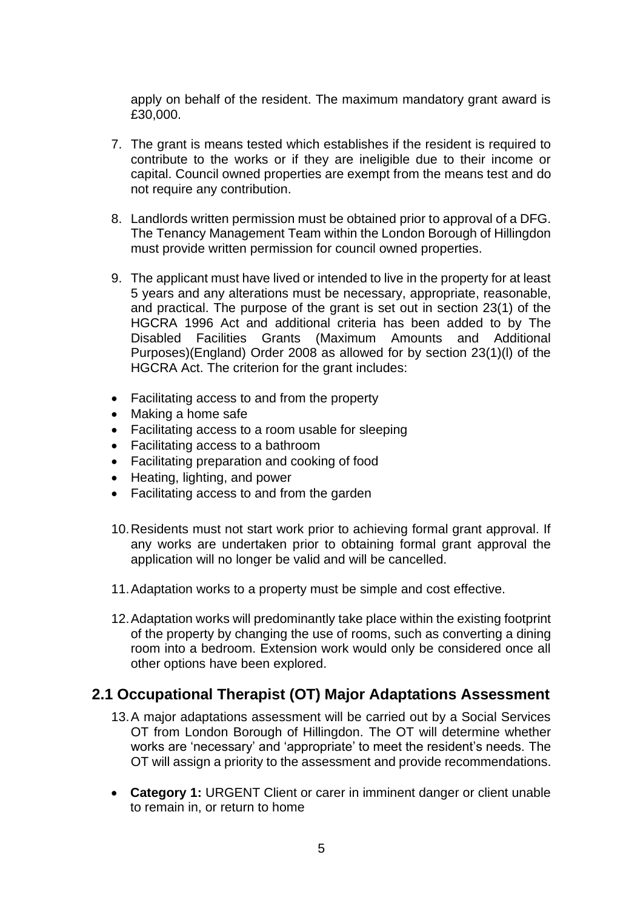apply on behalf of the resident. The maximum mandatory grant award is £30,000.

7. The grant is means tested which establishes if the resident is required to contribute to the works or if they are ineligible due to their income or capital. Council owned properties are exempt from the means test and do not require any contribution.

8. Landlords written permission must be obtained prior to approval of a DFG. The Tenancy Management Team within the London Borough of Hillingdon must provide written permission for council owned properties.

9. The applicant must have lived or intended to live in the property for at least 5 years and any alterations must be necessary, appropriate, reasonable, and practical. The purpose of the grant is set out in section 23(1) of the HGCRA 1996 Act and additional criteria has been added to by The Disabled Facilities Grants (Maximum Amounts and Additional Purposes)(England) Order 2008 as allowed for by section 23(1)(l) of the HGCRA Act. The criterion for the grant includes:

- Facilitating access to and from the property
- Making a home safe
- Facilitating access to a room usable for sleeping
- Facilitating access to a bathroom
- Facilitating preparation and cooking of food
- Heating, lighting, and power
- Facilitating access to and from the garden

10. Residents must not start work prior to achieving formal grant approval. If any works are undertaken prior to obtaining formal grant approval the application will no longer be valid and will be cancelled.

11. Adaptation works to a property must be simple and cost effective.

12. Adaptation works will predominantly take place within the existing footprint of the property by changing the use of rooms, such as converting a dining room into a bedroom. Extension work would only be considered once all other options have been explored.

## 2.1 Occupational Therapist (OT) Major Adaptations Assessment

13. A major adaptations assessment will be carried out by a Social Services OT from London Borough of Hillingdon. The OT will determine whether works are 'necessary' and 'appropriate' to meet the resident's needs. The OT will assign a priority to the assessment and provide recommendations.

- **Category 1:** URGENT Client or carer in imminent danger or client unable to remain in, or return to home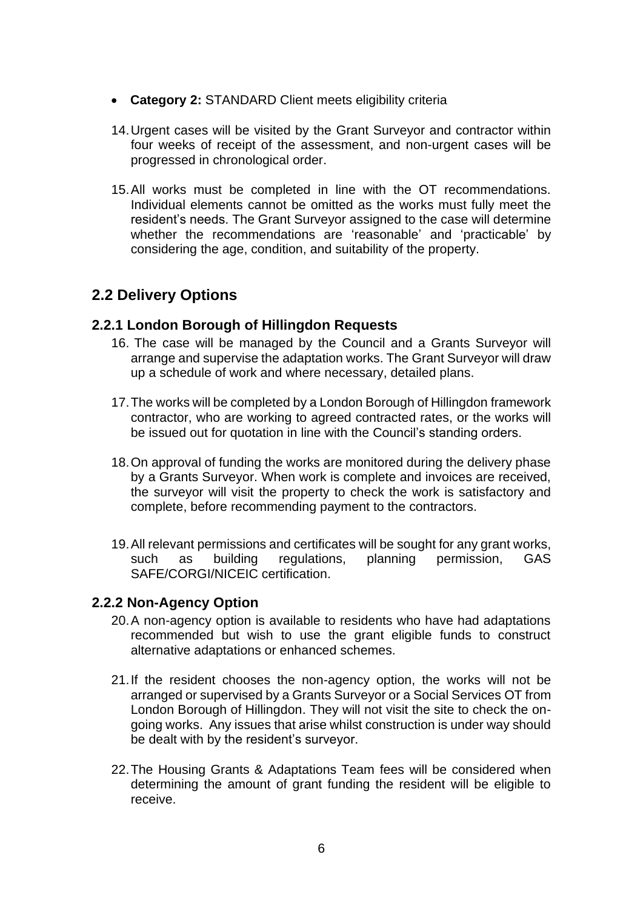- **Category 2:** STANDARD Client meets eligibility criteria

14. Urgent cases will be visited by the Grant Surveyor and contractor within four weeks of receipt of the assessment, and non-urgent cases will be progressed in chronological order.

15. All works must be completed in line with the OT recommendations. Individual elements cannot be omitted as the works must fully meet the resident's needs. The Grant Surveyor assigned to the case will determine whether the recommendations are 'reasonable' and 'practicable' by considering the age, condition, and suitability of the property.

## 2.2 Delivery Options

### 2.2.1 London Borough of Hillingdon Requests

16. The case will be managed by the Council and a Grants Surveyor will arrange and supervise the adaptation works. The Grant Surveyor will draw up a schedule of work and where necessary, detailed plans.

17. The works will be completed by a London Borough of Hillingdon framework contractor, who are working to agreed contracted rates, or the works will be issued out for quotation in line with the Council's standing orders.

18. On approval of funding the works are monitored during the delivery phase by a Grants Surveyor. When work is complete and invoices are received, the surveyor will visit the property to check the work is satisfactory and complete, before recommending payment to the contractors.

19. All relevant permissions and certificates will be sought for any grant works, such as building regulations, planning permission, GAS SAFE/CORGI/NICEIC certification.

### 2.2.2 Non-Agency Option

20. A non-agency option is available to residents who have had adaptations recommended but wish to use the grant eligible funds to construct alternative adaptations or enhanced schemes.

21. If the resident chooses the non-agency option, the works will not be arranged or supervised by a Grants Surveyor or a Social Services OT from London Borough of Hillingdon. They will not visit the site to check the on-going works. Any issues that arise whilst construction is under way should be dealt with by the resident's surveyor.

22. The Housing Grants & Adaptations Team fees will be considered when determining the amount of grant funding the resident will be eligible to receive.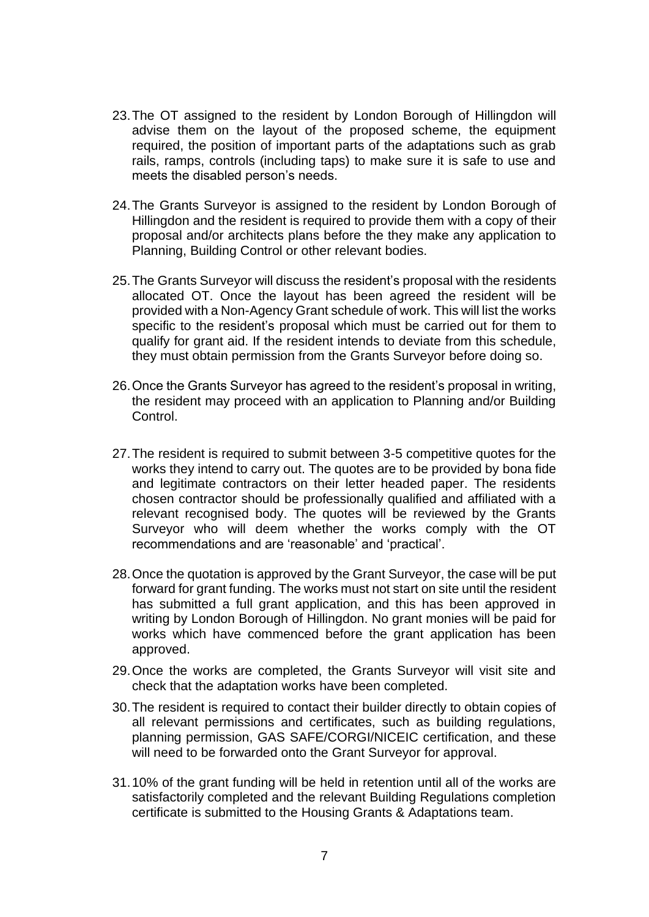23. The OT assigned to the resident by London Borough of Hillingdon will advise them on the layout of the proposed scheme, the equipment required, the position of important parts of the adaptations such as grab rails, ramps, controls (including taps) to make sure it is safe to use and meets the disabled person's needs.

24. The Grants Surveyor is assigned to the resident by London Borough of Hillingdon and the resident is required to provide them with a copy of their proposal and/or architects plans before the they make any application to Planning, Building Control or other relevant bodies.

25. The Grants Surveyor will discuss the resident's proposal with the residents allocated OT. Once the layout has been agreed the resident will be provided with a Non-Agency Grant schedule of work. This will list the works specific to the resident's proposal which must be carried out for them to qualify for grant aid. If the resident intends to deviate from this schedule, they must obtain permission from the Grants Surveyor before doing so.

26. Once the Grants Surveyor has agreed to the resident's proposal in writing, the resident may proceed with an application to Planning and/or Building Control.

27. The resident is required to submit between 3-5 competitive quotes for the works they intend to carry out. The quotes are to be provided by bona fide and legitimate contractors on their letter headed paper. The residents chosen contractor should be professionally qualified and affiliated with a relevant recognised body. The quotes will be reviewed by the Grants Surveyor who will deem whether the works comply with the OT recommendations and are 'reasonable' and 'practical'.

28. Once the quotation is approved by the Grant Surveyor, the case will be put forward for grant funding. The works must not start on site until the resident has submitted a full grant application, and this has been approved in writing by London Borough of Hillingdon. No grant monies will be paid for works which have commenced before the grant application has been approved.

29. Once the works are completed, the Grants Surveyor will visit site and check that the adaptation works have been completed.

30. The resident is required to contact their builder directly to obtain copies of all relevant permissions and certificates, such as building regulations, planning permission, GAS SAFE/CORGI/NICEIC certification, and these will need to be forwarded onto the Grant Surveyor for approval.

31. 10% of the grant funding will be held in retention until all of the works are satisfactorily completed and the relevant Building Regulations completion certificate is submitted to the Housing Grants & Adaptations team.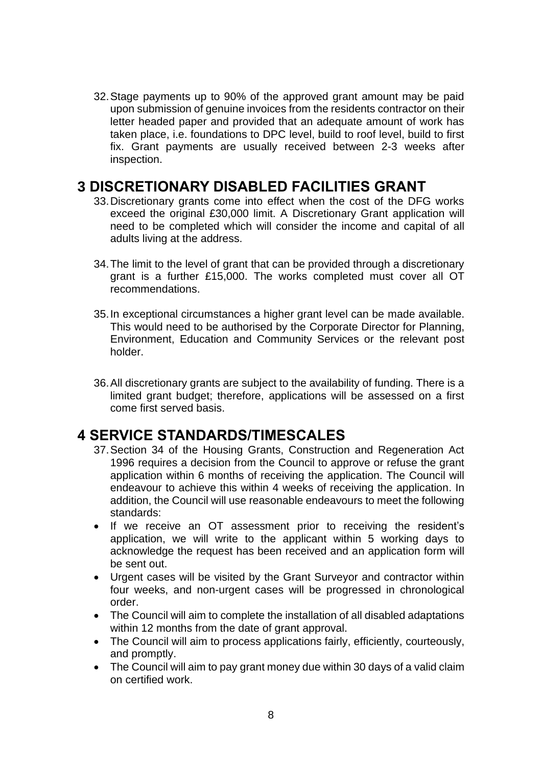32. Stage payments up to 90% of the approved grant amount may be paid upon submission of genuine invoices from the residents contractor on their letter headed paper and provided that an adequate amount of work has taken place, i.e. foundations to DPC level, build to roof level, build to first fix. Grant payments are usually received between 2-3 weeks after inspection.

# 3 DISCRETIONARY DISABLED FACILITIES GRANT

33. Discretionary grants come into effect when the cost of the DFG works exceed the original £30,000 limit. A Discretionary Grant application will need to be completed which will consider the income and capital of all adults living at the address.

34. The limit to the level of grant that can be provided through a discretionary grant is a further £15,000. The works completed must cover all OT recommendations.

35. In exceptional circumstances a higher grant level can be made available. This would need to be authorised by the Corporate Director for Planning, Environment, Education and Community Services or the relevant post holder.

36. All discretionary grants are subject to the availability of funding. There is a limited grant budget; therefore, applications will be assessed on a first come first served basis.

# 4 SERVICE STANDARDS/TIMESCALES

37. Section 34 of the Housing Grants, Construction and Regeneration Act 1996 requires a decision from the Council to approve or refuse the grant application within 6 months of receiving the application. The Council will endeavour to achieve this within 4 weeks of receiving the application. In addition, the Council will use reasonable endeavours to meet the following standards:

- If we receive an OT assessment prior to receiving the resident's application, we will write to the applicant within 5 working days to acknowledge the request has been received and an application form will be sent out.
- Urgent cases will be visited by the Grant Surveyor and contractor within four weeks, and non-urgent cases will be progressed in chronological order.
- The Council will aim to complete the installation of all disabled adaptations within 12 months from the date of grant approval.
- The Council will aim to process applications fairly, efficiently, courteously, and promptly.
- The Council will aim to pay grant money due within 30 days of a valid claim on certified work.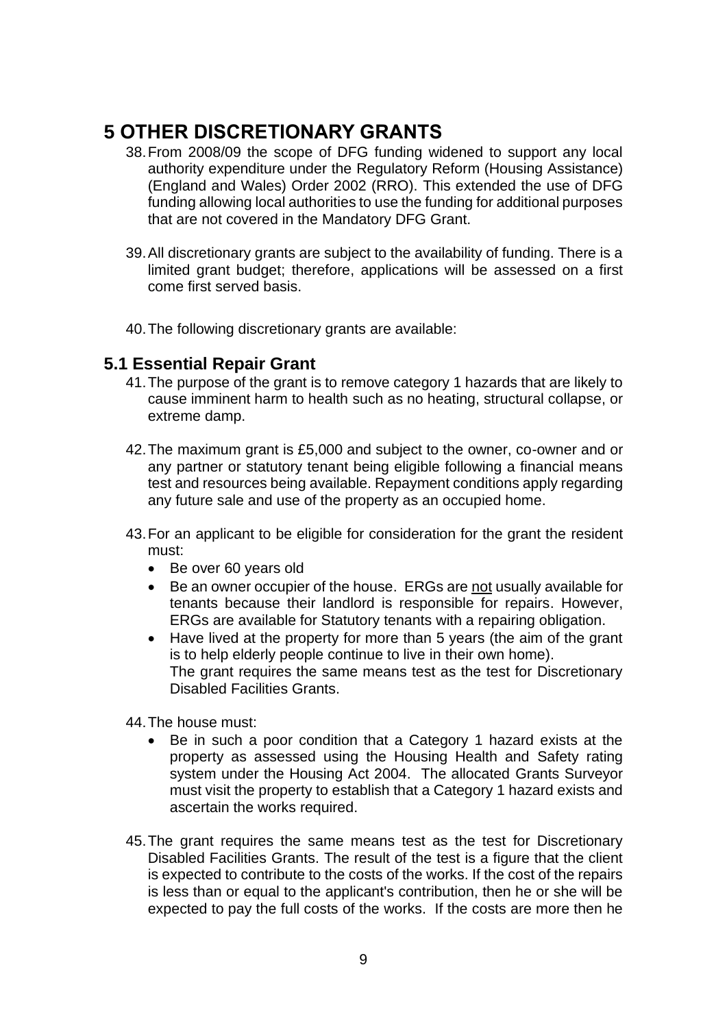# 5 OTHER DISCRETIONARY GRANTS

38. From 2008/09 the scope of DFG funding widened to support any local authority expenditure under the Regulatory Reform (Housing Assistance) (England and Wales) Order 2002 (RRO). This extended the use of DFG funding allowing local authorities to use the funding for additional purposes that are not covered in the Mandatory DFG Grant.

39. All discretionary grants are subject to the availability of funding. There is a limited grant budget; therefore, applications will be assessed on a first come first served basis.

40. The following discretionary grants are available:

## 5.1 Essential Repair Grant

41. The purpose of the grant is to remove category 1 hazards that are likely to cause imminent harm to health such as no heating, structural collapse, or extreme damp.

42. The maximum grant is £5,000 and subject to the owner, co-owner and or any partner or statutory tenant being eligible following a financial means test and resources being available. Repayment conditions apply regarding any future sale and use of the property as an occupied home.

43. For an applicant to be eligible for consideration for the grant the resident must:
    - Be over 60 years old
    - Be an owner occupier of the house. ERGs are <u>not</u> usually available for tenants because their landlord is responsible for repairs. However, ERGs are available for Statutory tenants with a repairing obligation.
    - Have lived at the property for more than 5 years (the aim of the grant is to help elderly people continue to live in their own home).
      The grant requires the same means test as the test for Discretionary Disabled Facilities Grants.

44. The house must:
    - Be in such a poor condition that a Category 1 hazard exists at the property as assessed using the Housing Health and Safety rating system under the Housing Act 2004. The allocated Grants Surveyor must visit the property to establish that a Category 1 hazard exists and ascertain the works required.

45. The grant requires the same means test as the test for Discretionary Disabled Facilities Grants. The result of the test is a figure that the client is expected to contribute to the costs of the works. If the cost of the repairs is less than or equal to the applicant's contribution, then he or she will be expected to pay the full costs of the works. If the costs are more then he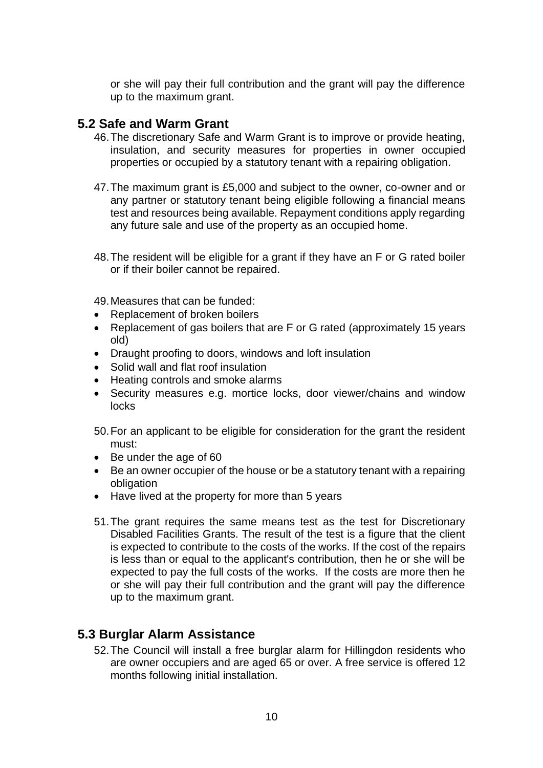or she will pay their full contribution and the grant will pay the difference up to the maximum grant.

## 5.2 Safe and Warm Grant

46. The discretionary Safe and Warm Grant is to improve or provide heating, insulation, and security measures for properties in owner occupied properties or occupied by a statutory tenant with a repairing obligation.

47. The maximum grant is £5,000 and subject to the owner, co-owner and or any partner or statutory tenant being eligible following a financial means test and resources being available. Repayment conditions apply regarding any future sale and use of the property as an occupied home.

48. The resident will be eligible for a grant if they have an F or G rated boiler or if their boiler cannot be repaired.

49. Measures that can be funded:

- Replacement of broken boilers
- Replacement of gas boilers that are F or G rated (approximately 15 years old)
- Draught proofing to doors, windows and loft insulation
- Solid wall and flat roof insulation
- Heating controls and smoke alarms
- Security measures e.g. mortice locks, door viewer/chains and window locks

50. For an applicant to be eligible for consideration for the grant the resident must:

- Be under the age of 60
- Be an owner occupier of the house or be a statutory tenant with a repairing obligation
- Have lived at the property for more than 5 years

51. The grant requires the same means test as the test for Discretionary Disabled Facilities Grants. The result of the test is a figure that the client is expected to contribute to the costs of the works. If the cost of the repairs is less than or equal to the applicant's contribution, then he or she will be expected to pay the full costs of the works. If the costs are more then he or she will pay their full contribution and the grant will pay the difference up to the maximum grant.

## 5.3 Burglar Alarm Assistance

52. The Council will install a free burglar alarm for Hillingdon residents who are owner occupiers and are aged 65 or over. A free service is offered 12 months following initial installation.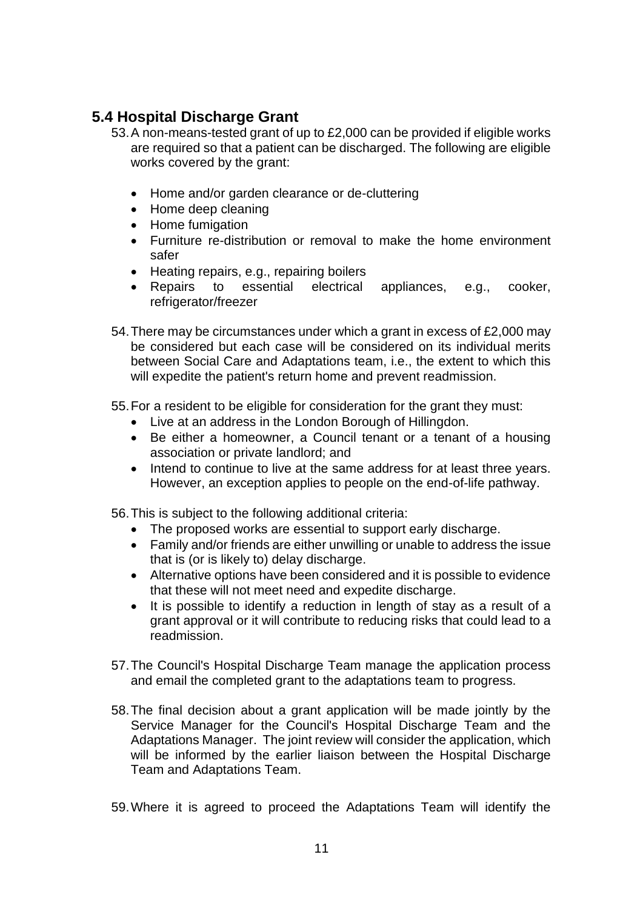## 5.4 Hospital Discharge Grant

53. A non-means-tested grant of up to £2,000 can be provided if eligible works are required so that a patient can be discharged. The following are eligible works covered by the grant:

    - Home and/or garden clearance or de-cluttering
    - Home deep cleaning
    - Home fumigation
    - Furniture re-distribution or removal to make the home environment safer
    - Heating repairs, e.g., repairing boilers
    - Repairs to essential electrical appliances, e.g., cooker, refrigerator/freezer

54. There may be circumstances under which a grant in excess of £2,000 may be considered but each case will be considered on its individual merits between Social Care and Adaptations team, i.e., the extent to which this will expedite the patient's return home and prevent readmission.

55. For a resident to be eligible for consideration for the grant they must:
    - Live at an address in the London Borough of Hillingdon.
    - Be either a homeowner, a Council tenant or a tenant of a housing association or private landlord; and
    - Intend to continue to live at the same address for at least three years. However, an exception applies to people on the end-of-life pathway.

56. This is subject to the following additional criteria:
    - The proposed works are essential to support early discharge.
    - Family and/or friends are either unwilling or unable to address the issue that is (or is likely to) delay discharge.
    - Alternative options have been considered and it is possible to evidence that these will not meet need and expedite discharge.
    - It is possible to identify a reduction in length of stay as a result of a grant approval or it will contribute to reducing risks that could lead to a readmission.

57. The Council's Hospital Discharge Team manage the application process and email the completed grant to the adaptations team to progress.

58. The final decision about a grant application will be made jointly by the Service Manager for the Council's Hospital Discharge Team and the Adaptations Manager. The joint review will consider the application, which will be informed by the earlier liaison between the Hospital Discharge Team and Adaptations Team.

59. Where it is agreed to proceed the Adaptations Team will identify the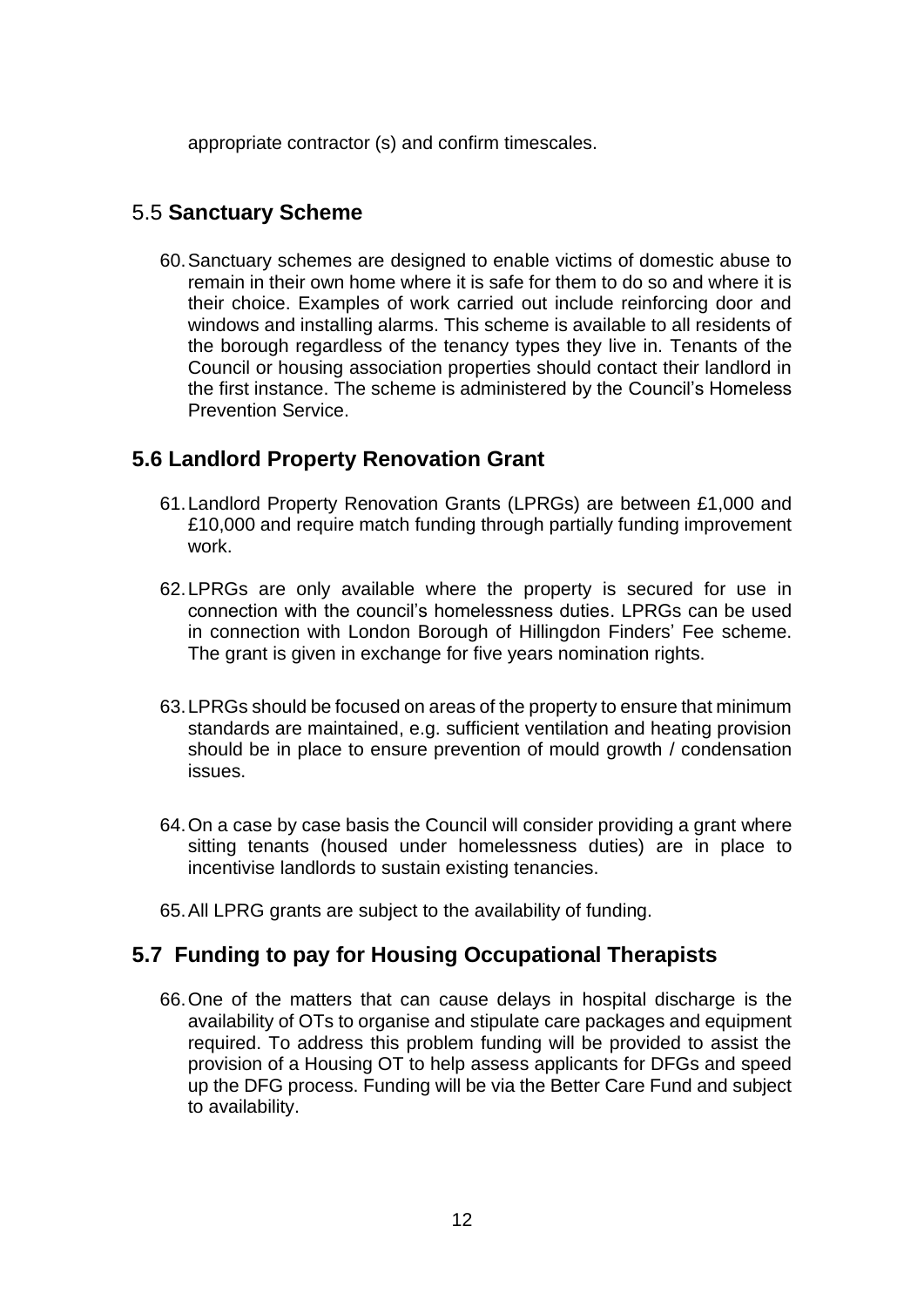appropriate contractor (s) and confirm timescales.

## 5.5 **Sanctuary Scheme**

60. Sanctuary schemes are designed to enable victims of domestic abuse to remain in their own home where it is safe for them to do so and where it is their choice. Examples of work carried out include reinforcing door and windows and installing alarms. This scheme is available to all residents of the borough regardless of the tenancy types they live in. Tenants of the Council or housing association properties should contact their landlord in the first instance. The scheme is administered by the Council's Homeless Prevention Service.

## **5.6 Landlord Property Renovation Grant**

61. Landlord Property Renovation Grants (LPRGs) are between £1,000 and £10,000 and require match funding through partially funding improvement work.

62. LPRGs are only available where the property is secured for use in connection with the council's homelessness duties. LPRGs can be used in connection with London Borough of Hillingdon Finders' Fee scheme. The grant is given in exchange for five years nomination rights.

63. LPRGs should be focused on areas of the property to ensure that minimum standards are maintained, e.g. sufficient ventilation and heating provision should be in place to ensure prevention of mould growth / condensation issues.

64. On a case by case basis the Council will consider providing a grant where sitting tenants (housed under homelessness duties) are in place to incentivise landlords to sustain existing tenancies.

65. All LPRG grants are subject to the availability of funding.

## **5.7 Funding to pay for Housing Occupational Therapists**

66. One of the matters that can cause delays in hospital discharge is the availability of OTs to organise and stipulate care packages and equipment required. To address this problem funding will be provided to assist the provision of a Housing OT to help assess applicants for DFGs and speed up the DFG process. Funding will be via the Better Care Fund and subject to availability.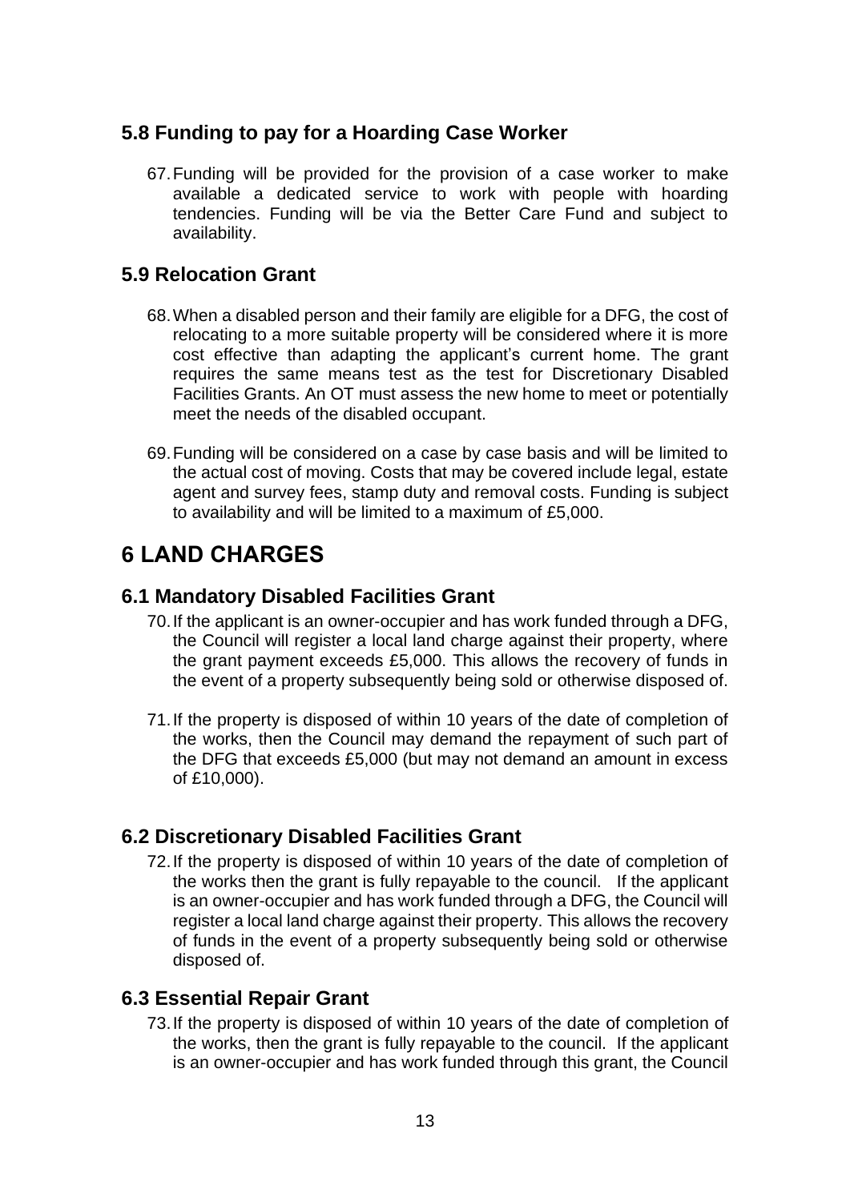## 5.8 Funding to pay for a Hoarding Case Worker

67. Funding will be provided for the provision of a case worker to make available a dedicated service to work with people with hoarding tendencies. Funding will be via the Better Care Fund and subject to availability.

## 5.9 Relocation Grant

68. When a disabled person and their family are eligible for a DFG, the cost of relocating to a more suitable property will be considered where it is more cost effective than adapting the applicant's current home. The grant requires the same means test as the test for Discretionary Disabled Facilities Grants. An OT must assess the new home to meet or potentially meet the needs of the disabled occupant.

69. Funding will be considered on a case by case basis and will be limited to the actual cost of moving. Costs that may be covered include legal, estate agent and survey fees, stamp duty and removal costs. Funding is subject to availability and will be limited to a maximum of £5,000.

# 6 LAND CHARGES

## 6.1 Mandatory Disabled Facilities Grant

70. If the applicant is an owner-occupier and has work funded through a DFG, the Council will register a local land charge against their property, where the grant payment exceeds £5,000. This allows the recovery of funds in the event of a property subsequently being sold or otherwise disposed of.

71. If the property is disposed of within 10 years of the date of completion of the works, then the Council may demand the repayment of such part of the DFG that exceeds £5,000 (but may not demand an amount in excess of £10,000).

## 6.2 Discretionary Disabled Facilities Grant

72. If the property is disposed of within 10 years of the date of completion of the works then the grant is fully repayable to the council. If the applicant is an owner-occupier and has work funded through a DFG, the Council will register a local land charge against their property. This allows the recovery of funds in the event of a property subsequently being sold or otherwise disposed of.

## 6.3 Essential Repair Grant

73. If the property is disposed of within 10 years of the date of completion of the works, then the grant is fully repayable to the council. If the applicant is an owner-occupier and has work funded through this grant, the Council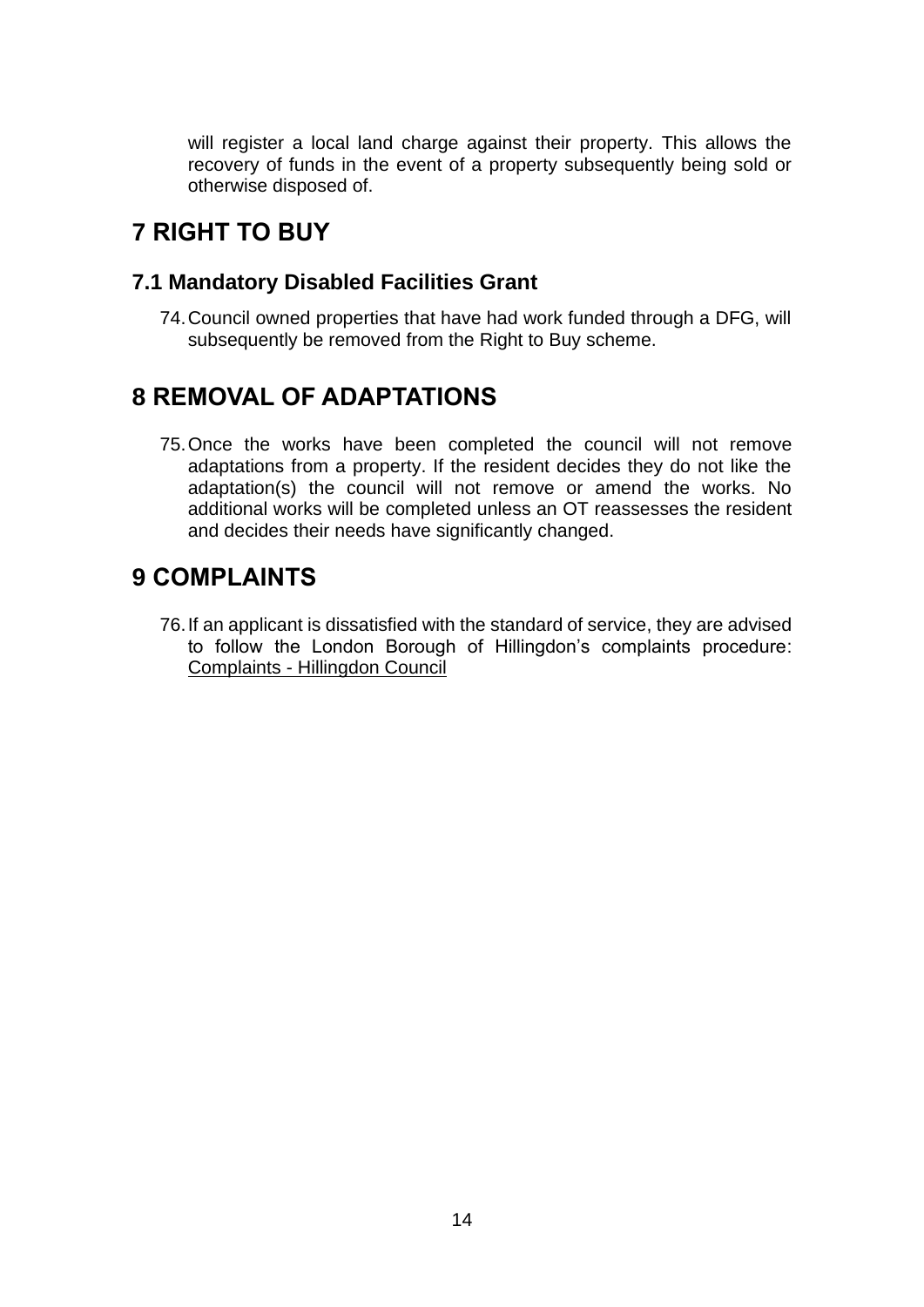will register a local land charge against their property. This allows the recovery of funds in the event of a property subsequently being sold or otherwise disposed of.

# 7 RIGHT TO BUY

## 7.1 Mandatory Disabled Facilities Grant

74. Council owned properties that have had work funded through a DFG, will subsequently be removed from the Right to Buy scheme.

# 8 REMOVAL OF ADAPTATIONS

75. Once the works have been completed the council will not remove adaptations from a property. If the resident decides they do not like the adaptation(s) the council will not remove or amend the works. No additional works will be completed unless an OT reassesses the resident and decides their needs have significantly changed.

# 9 COMPLAINTS

76. If an applicant is dissatisfied with the standard of service, they are advised to follow the London Borough of Hillingdon's complaints procedure: Complaints - Hillingdon Council